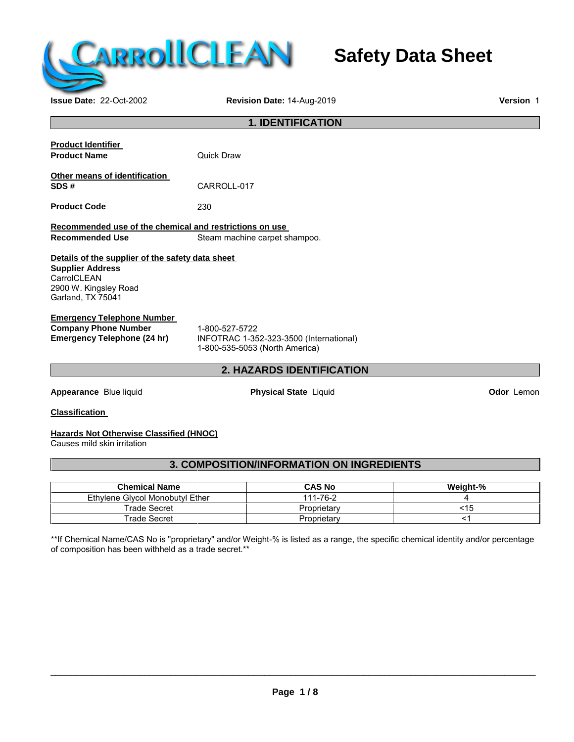# Safety Data Sheet

**Issue Date:** 22-Oct-2002 **Revision Date:** 14-Aug-2019 **Version** 1

## 1. IDENTIFICATION

**Product Identifier**

**Product Name** Quick Draw

**Other means of identification**

**SDS #** CARROLL-017

**Product Code** 230

**Recommended use of the chemical and restrictions on use**

**Recommended Use** Steam machine carpet shampoo.

**Details of the supplier of the safety data sheet**

**Supplier Address**
CarrolCLEAN
2900 W. Kingsley Road
Garland, TX 75041

**Emergency Telephone Number**

**Company Phone Number** 1-800-527-5722

**Emergency Telephone (24 hr)** INFOTRAC 1-352-323-3500 (International)
1-800-535-5053 (North America)

## 2. HAZARDS IDENTIFICATION

**Appearance** Blue liquid **Physical State** Liquid **Odor** Lemon

**Classification**

**Hazards Not Otherwise Classified (HNOC)**

Causes mild skin irritation

## 3. COMPOSITION/INFORMATION ON INGREDIENTS

| Chemical Name | CAS No | Weight-% |
|---|---|---|
| Ethylene Glycol Monobutyl Ether | 111-76-2 | 4 |
| Trade Secret | Proprietary | <15 |
| Trade Secret | Proprietary | <1 |

**If Chemical Name/CAS No is "proprietary" and/or Weight-% is listed as a range, the specific chemical identity and/or percentage of composition has been withheld as a trade secret.**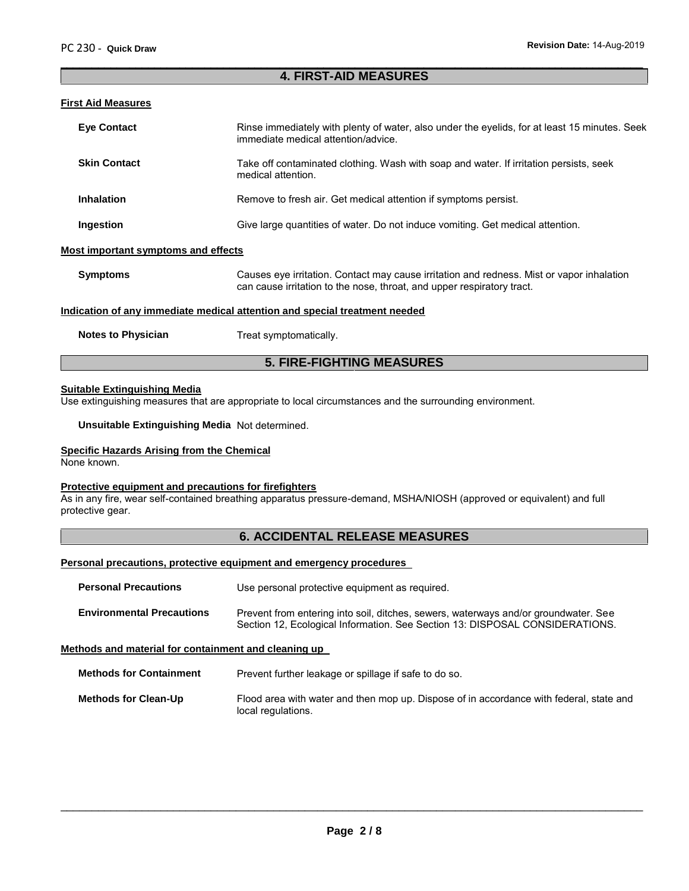## 4. FIRST-AID MEASURES

### First Aid Measures

**Eye Contact** Rinse immediately with plenty of water, also under the eyelids, for at least 15 minutes. Seek immediate medical attention/advice.

**Skin Contact** Take off contaminated clothing. Wash with soap and water. If irritation persists, seek medical attention.

**Inhalation** Remove to fresh air. Get medical attention if symptoms persist.

**Ingestion** Give large quantities of water. Do not induce vomiting. Get medical attention.

### Most important symptoms and effects

**Symptoms** Causes eye irritation. Contact may cause irritation and redness. Mist or vapor inhalation can cause irritation to the nose, throat, and upper respiratory tract.

### Indication of any immediate medical attention and special treatment needed

**Notes to Physician** Treat symptomatically.

## 5. FIRE-FIGHTING MEASURES

### Suitable Extinguishing Media

Use extinguishing measures that are appropriate to local circumstances and the surrounding environment.

**Unsuitable Extinguishing Media** Not determined.

### Specific Hazards Arising from the Chemical

None known.

### Protective equipment and precautions for firefighters

As in any fire, wear self-contained breathing apparatus pressure-demand, MSHA/NIOSH (approved or equivalent) and full protective gear.

## 6. ACCIDENTAL RELEASE MEASURES

### Personal precautions, protective equipment and emergency procedures

**Personal Precautions** Use personal protective equipment as required.

**Environmental Precautions** Prevent from entering into soil, ditches, sewers, waterways and/or groundwater. See Section 12, Ecological Information. See Section 13: DISPOSAL CONSIDERATIONS.

### Methods and material for containment and cleaning up

**Methods for Containment** Prevent further leakage or spillage if safe to do so.

**Methods for Clean-Up** Flood area with water and then mop up. Dispose of in accordance with federal, state and local regulations.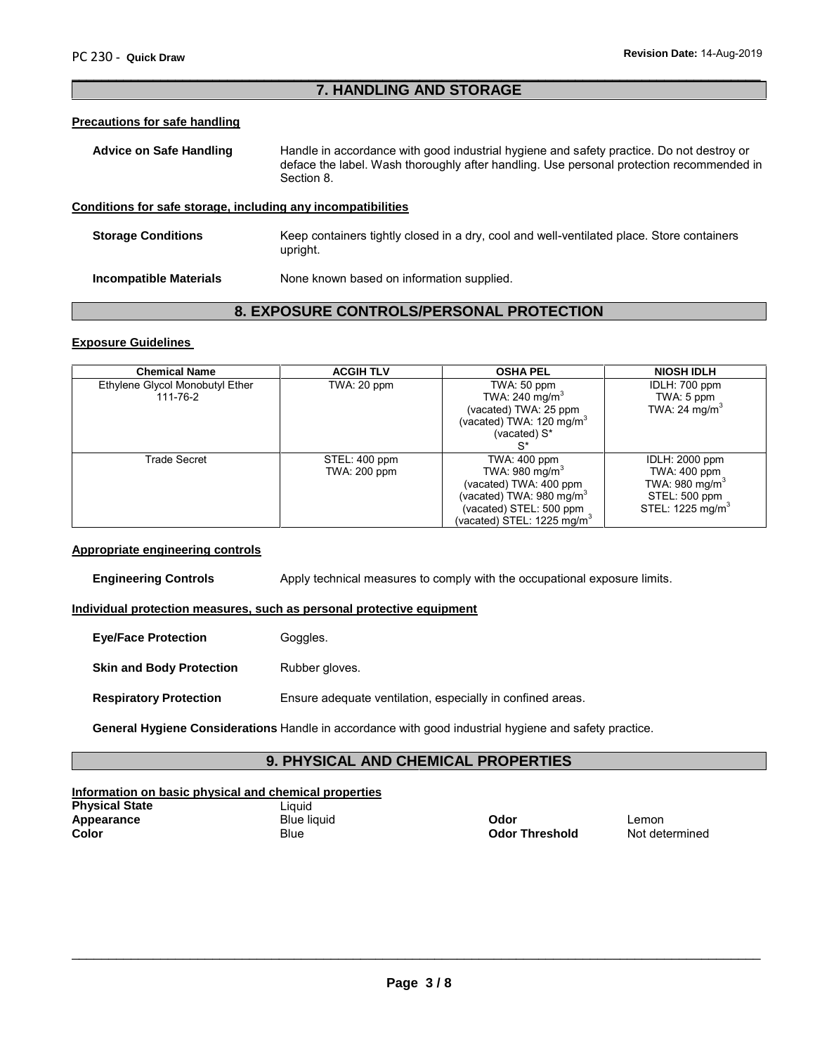## 7. HANDLING AND STORAGE

### Precautions for safe handling

**Advice on Safe Handling** Handle in accordance with good industrial hygiene and safety practice. Do not destroy or deface the label. Wash thoroughly after handling. Use personal protection recommended in Section 8.

### Conditions for safe storage, including any incompatibilities

**Storage Conditions** Keep containers tightly closed in a dry, cool and well-ventilated place. Store containers upright.

**Incompatible Materials** None known based on information supplied.

## 8. EXPOSURE CONTROLS/PERSONAL PROTECTION

### Exposure Guidelines

| Chemical Name | ACGIH TLV | OSHA PEL | NIOSH IDLH |
|---|---|---|---|
| Ethylene Glycol Monobutyl Ether 111-76-2 | TWA: 20 ppm | TWA: 50 ppm<br>TWA: 240 mg/m$^3$<br>(vacated) TWA: 25 ppm<br>(vacated) TWA: 120 mg/m$^3$<br>(vacated) S*<br>S* | IDLH: 700 ppm<br>TWA: 5 ppm<br>TWA: 24 mg/m$^3$ |
| Trade Secret | STEL: 400 ppm<br>TWA: 200 ppm | TWA: 400 ppm<br>TWA: 980 mg/m$^3$<br>(vacated) TWA: 400 ppm<br>(vacated) TWA: 980 mg/m$^3$<br>(vacated) STEL: 500 ppm<br>(vacated) STEL: 1225 mg/m$^3$ | IDLH: 2000 ppm<br>TWA: 400 ppm<br>TWA: 980 mg/m$^3$<br>STEL: 500 ppm<br>STEL: 1225 mg/m$^3$ |

### Appropriate engineering controls

**Engineering Controls** Apply technical measures to comply with the occupational exposure limits.

### Individual protection measures, such as personal protective equipment

**Eye/Face Protection** Goggles.

**Skin and Body Protection** Rubber gloves.

**Respiratory Protection** Ensure adequate ventilation, especially in confined areas.

**General Hygiene Considerations** Handle in accordance with good industrial hygiene and safety practice.

## 9. PHYSICAL AND CHEMICAL PROPERTIES

### Information on basic physical and chemical properties

**Physical State** Liquid
**Appearance** Blue liquid
**Color** Blue

**Odor** Lemon
**Odor Threshold** Not determined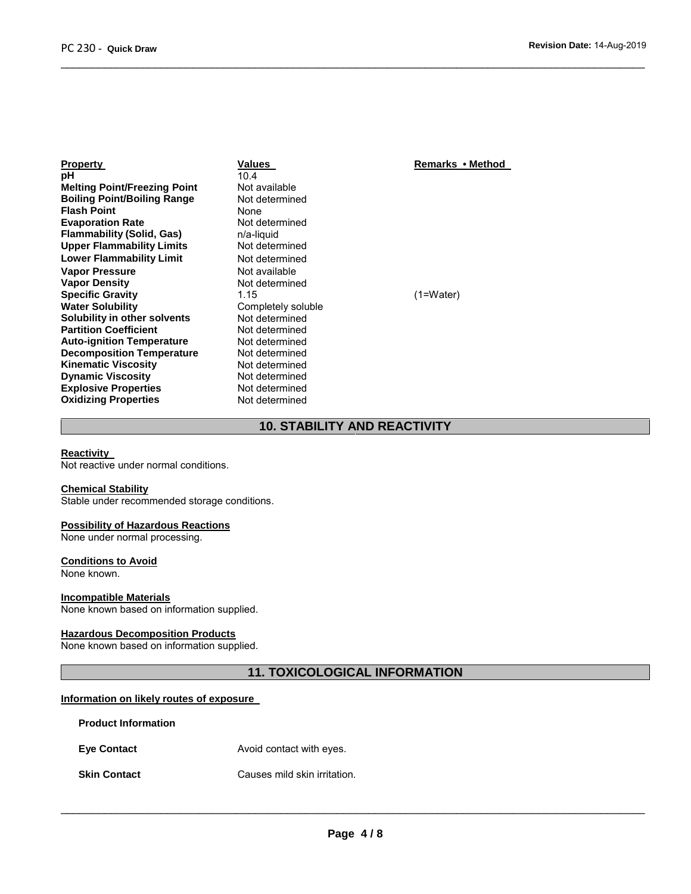| Property | Values | Remarks • Method |
| --- | --- | --- |
| pH | 10.4 | |
| Melting Point/Freezing Point | Not available | |
| Boiling Point/Boiling Range | Not determined | |
| Flash Point | None | |
| Evaporation Rate | Not determined | |
| Flammability (Solid, Gas) | n/a-liquid | |
| Upper Flammability Limits | Not determined | |
| Lower Flammability Limit | Not determined | |
| Vapor Pressure | Not available | |
| Vapor Density | Not determined | |
| Specific Gravity | 1.15 | (1=Water) |
| Water Solubility | Completely soluble | |
| Solubility in other solvents | Not determined | |
| Partition Coefficient | Not determined | |
| Auto-ignition Temperature | Not determined | |
| Decomposition Temperature | Not determined | |
| Kinematic Viscosity | Not determined | |
| Dynamic Viscosity | Not determined | |
| Explosive Properties | Not determined | |
| Oxidizing Properties | Not determined | |

## 10. STABILITY AND REACTIVITY

**Reactivity**
Not reactive under normal conditions.

**Chemical Stability**
Stable under recommended storage conditions.

**Possibility of Hazardous Reactions**
None under normal processing.

**Conditions to Avoid**
None known.

**Incompatible Materials**
None known based on information supplied.

**Hazardous Decomposition Products**
None known based on information supplied.

## 11. TOXICOLOGICAL INFORMATION

**Information on likely routes of exposure**

**Product Information**

**Eye Contact** Avoid contact with eyes.

**Skin Contact** Causes mild skin irritation.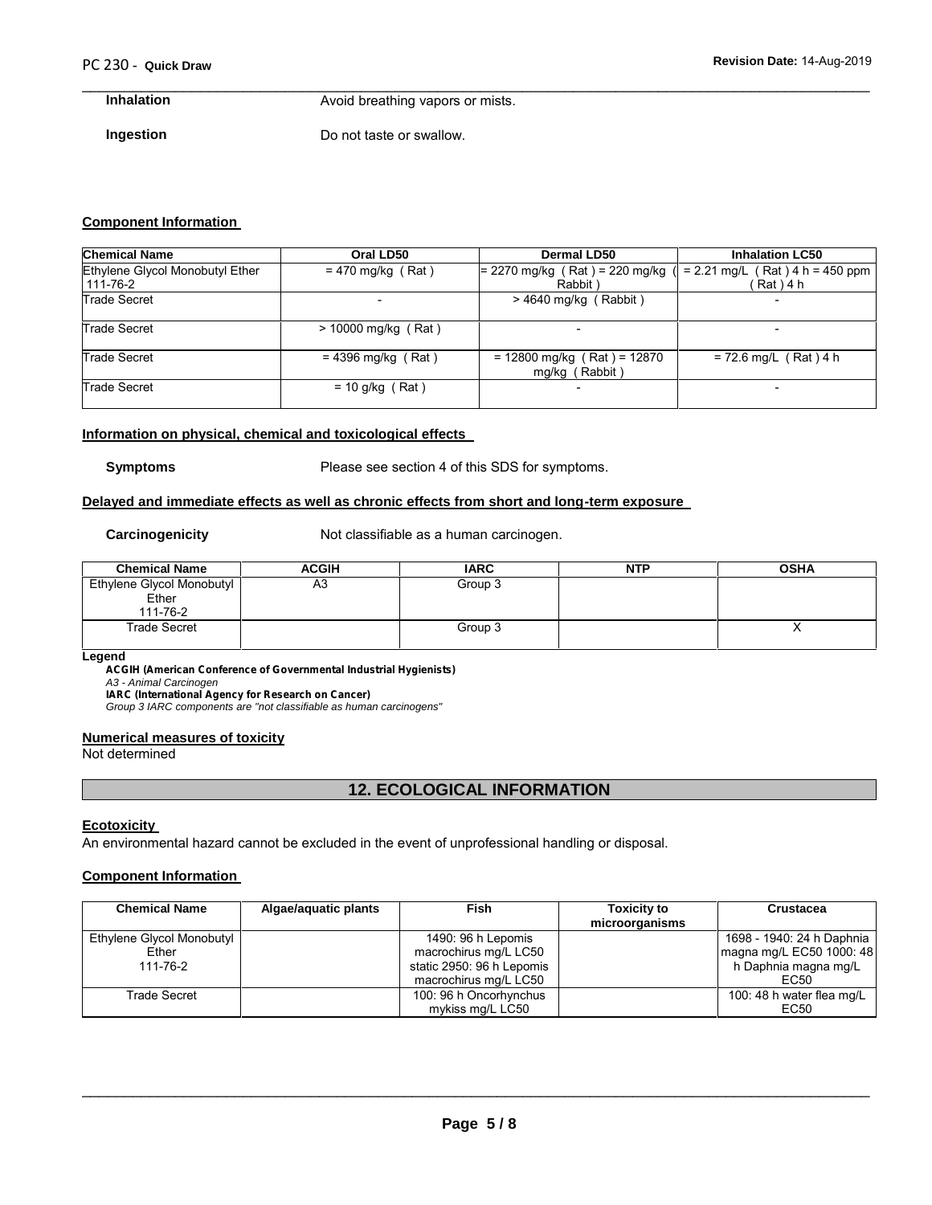**Inhalation** Avoid breathing vapors or mists.

**Ingestion** Do not taste or swallow.

**Component Information**

| Chemical Name | Oral LD50 | Dermal LD50 | Inhalation LC50 |
|---|---|---|---|
| Ethylene Glycol Monobutyl Ether 111-76-2 | = 470 mg/kg ( Rat ) | = 2270 mg/kg ( Rat ) = 220 mg/kg ( Rabbit ) | = 2.21 mg/L ( Rat ) 4 h = 450 ppm ( Rat ) 4 h |
| Trade Secret | - | > 4640 mg/kg ( Rabbit ) | - |
| Trade Secret | > 10000 mg/kg ( Rat ) | - | - |
| Trade Secret | = 4396 mg/kg ( Rat ) | = 12800 mg/kg ( Rat ) = 12870 mg/kg ( Rabbit ) | = 72.6 mg/L ( Rat ) 4 h |
| Trade Secret | = 10 g/kg ( Rat ) | - | - |

**Information on physical, chemical and toxicological effects**

**Symptoms** Please see section 4 of this SDS for symptoms.

**Delayed and immediate effects as well as chronic effects from short and long-term exposure**

**Carcinogenicity** Not classifiable as a human carcinogen.

| Chemical Name | ACGIH | IARC | NTP | OSHA |
|---|---|---|---|---|
| Ethylene Glycol Monobutyl Ether 111-76-2 | A3 | Group 3 | | |
| Trade Secret | | Group 3 | | X |

**Legend**

**ACGIH (American Conference of Governmental Industrial Hygienists)**
*A3 - Animal Carcinogen*
**IARC (International Agency for Research on Cancer)**
*Group 3 IARC components are "not classifiable as human carcinogens"*

**Numerical measures of toxicity**

Not determined

## 12. ECOLOGICAL INFORMATION

**Ecotoxicity**

An environmental hazard cannot be excluded in the event of unprofessional handling or disposal.

**Component Information**

| Chemical Name | Algae/aquatic plants | Fish | Toxicity to microorganisms | Crustacea |
|---|---|---|---|---|
| Ethylene Glycol Monobutyl Ether 111-76-2 | | 1490: 96 h Lepomis macrochirus mg/L LC50 static 2950: 96 h Lepomis macrochirus mg/L LC50 | | 1698 - 1940: 24 h Daphnia magna mg/L EC50 1000: 48 h Daphnia magna mg/L EC50 |
| Trade Secret | | 100: 96 h Oncorhynchus mykiss mg/L LC50 | | 100: 48 h water flea mg/L EC50 |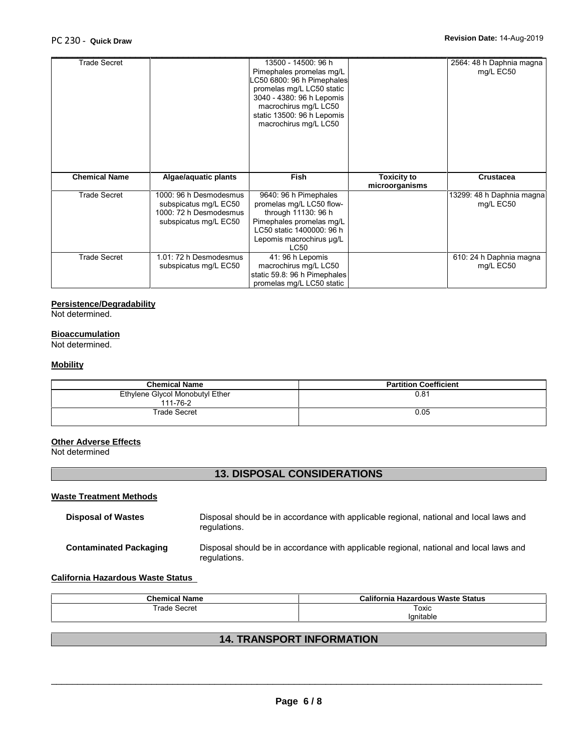| Chemical Name | Algae/aquatic plants | Fish | Toxicity to microorganisms | Crustacea |
|---|---|---|---|---|
| Trade Secret | | 13500 - 14500: 96 h Pimephales promelas mg/L LC50 6800: 96 h Pimephales promelas mg/L LC50 static 3040 - 4380: 96 h Lepomis macrochirus mg/L LC50 static 13500: 96 h Lepomis macrochirus mg/L LC50 | | 2564: 48 h Daphnia magna mg/L EC50 |
| Trade Secret | 1000: 96 h Desmodesmus subspicatus mg/L EC50 1000: 72 h Desmodesmus subspicatus mg/L EC50 | 9640: 96 h Pimephales promelas mg/L LC50 flow-through 11130: 96 h Pimephales promelas mg/L LC50 static 1400000: 96 h Lepomis macrochirus µg/L LC50 | | 13299: 48 h Daphnia magna mg/L EC50 |
| Trade Secret | 1.01: 72 h Desmodesmus subspicatus mg/L EC50 | 41: 96 h Lepomis macrochirus mg/L LC50 static 59.8: 96 h Pimephales promelas mg/L LC50 static | | 610: 24 h Daphnia magna mg/L EC50 |

**Persistence/Degradability**
Not determined.

**Bioaccumulation**
Not determined.

**Mobility**

| Chemical Name | Partition Coefficient |
|---|---|
| Ethylene Glycol Monobutyl Ether 111-76-2 | 0.81 |
| Trade Secret | 0.05 |

**Other Adverse Effects**
Not determined

## 13. DISPOSAL CONSIDERATIONS

**Waste Treatment Methods**

**Disposal of Wastes** Disposal should be in accordance with applicable regional, national and local laws and regulations.

**Contaminated Packaging** Disposal should be in accordance with applicable regional, national and local laws and regulations.

**California Hazardous Waste Status**

| Chemical Name | California Hazardous Waste Status |
|---|---|
| Trade Secret | Toxic Ignitable |

## 14. TRANSPORT INFORMATION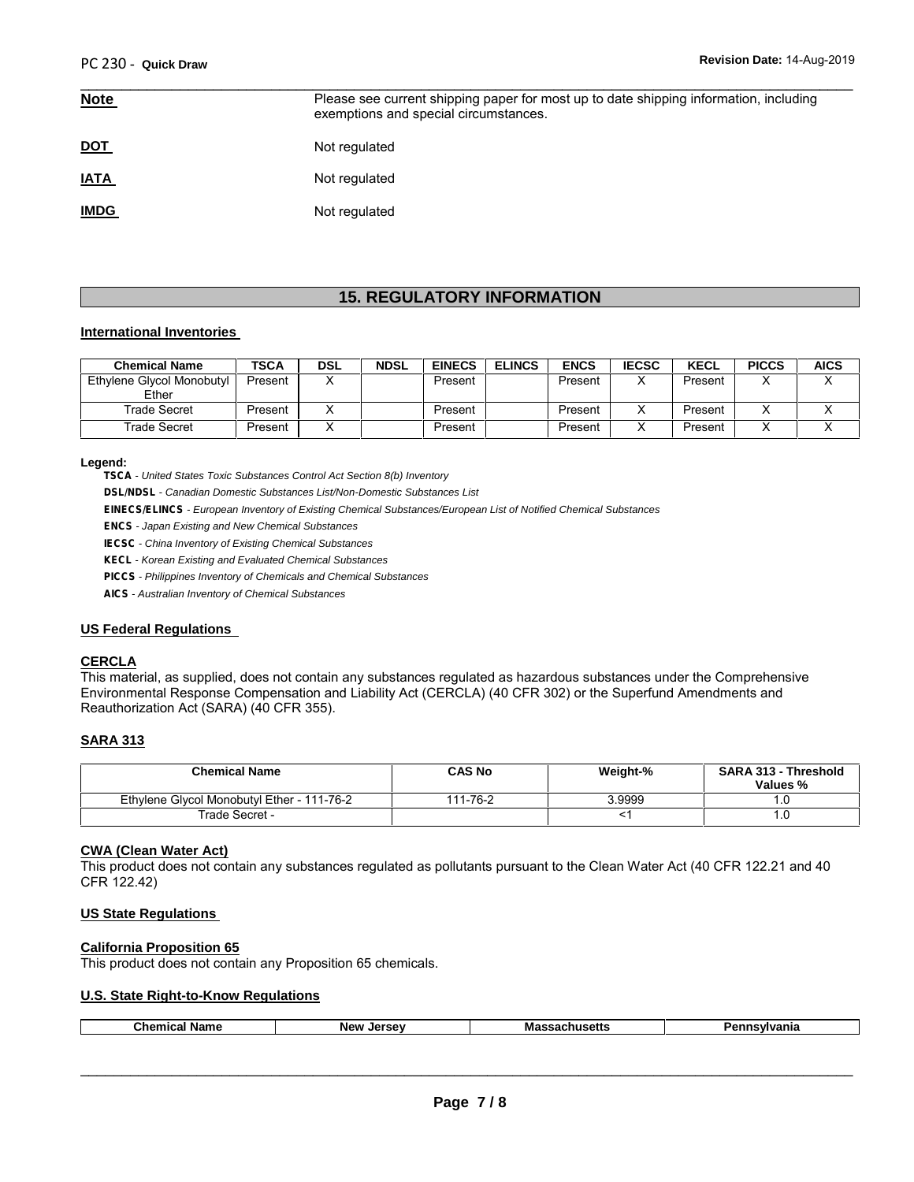| | |
|---|---|
| **Note** | Please see current shipping paper for most up to date shipping information, including exemptions and special circumstances. |
| **DOT** | Not regulated |
| **IATA** | Not regulated |
| **IMDG** | Not regulated |

## 15. REGULATORY INFORMATION

**International Inventories**

| Chemical Name | TSCA | DSL | NDSL | EINECS | ELINCS | ENCS | IECSC | KECL | PICCS | AICS |
|---|---|---|---|---|---|---|---|---|---|---|
| Ethylene Glycol Monobutyl Ether | Present | X | | Present | | Present | X | Present | X | X |
| Trade Secret | Present | X | | Present | | Present | X | Present | X | X |
| Trade Secret | Present | X | | Present | | Present | X | Present | X | X |

**Legend:**

**TSCA** - *United States Toxic Substances Control Act Section 8(b) Inventory*

**DSL/NDSL** - *Canadian Domestic Substances List/Non-Domestic Substances List*

**EINECS/ELINCS** - *European Inventory of Existing Chemical Substances/European List of Notified Chemical Substances*

**ENCS** - *Japan Existing and New Chemical Substances*

**IECSC** - *China Inventory of Existing Chemical Substances*

**KECL** - *Korean Existing and Evaluated Chemical Substances*

**PICCS** - *Philippines Inventory of Chemicals and Chemical Substances*

**AICS** - *Australian Inventory of Chemical Substances*

**US Federal Regulations**

**CERCLA**

This material, as supplied, does not contain any substances regulated as hazardous substances under the Comprehensive Environmental Response Compensation and Liability Act (CERCLA) (40 CFR 302) or the Superfund Amendments and Reauthorization Act (SARA) (40 CFR 355).

**SARA 313**

| Chemical Name | CAS No | Weight-% | SARA 313 - Threshold Values % |
|---|---|---|---|
| Ethylene Glycol Monobutyl Ether - 111-76-2 | 111-76-2 | 3.9999 | 1.0 |
| Trade Secret - | | <1 | 1.0 |

**CWA (Clean Water Act)**

This product does not contain any substances regulated as pollutants pursuant to the Clean Water Act (40 CFR 122.21 and 40 CFR 122.42)

**US State Regulations**

**California Proposition 65**

This product does not contain any Proposition 65 chemicals.

**U.S. State Right-to-Know Regulations**

| Chemical Name | New Jersey | Massachusetts | Pennsylvania |
|---|---|---|---|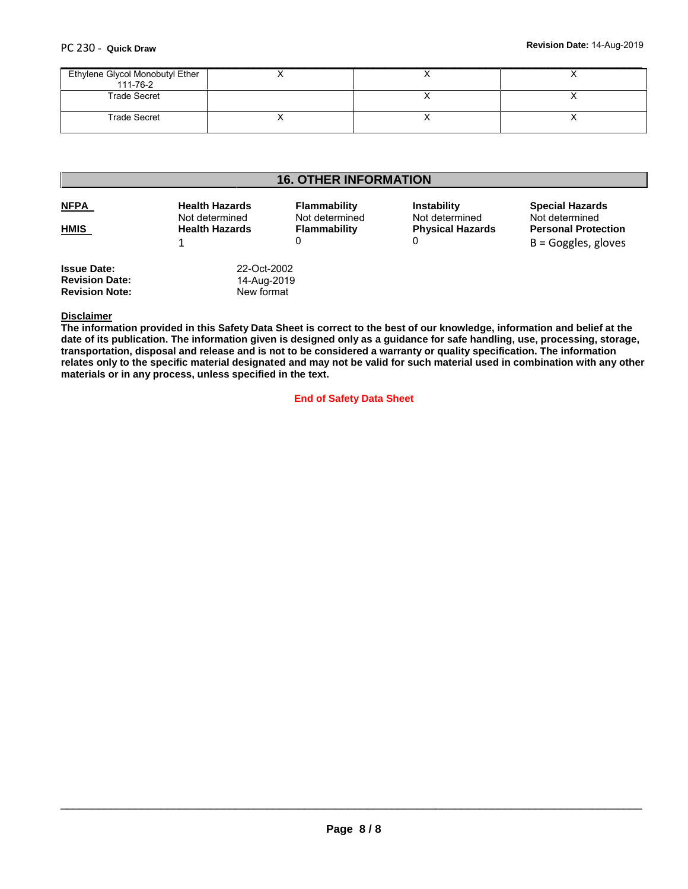| | | | |
|---|---|---|---|
| Ethylene Glycol Monobutyl Ether 111-76-2 | X | X | X |
| Trade Secret | | X | X |
| Trade Secret | X | X | X |

## 16. OTHER INFORMATION

| | | | | |
|---|---|---|---|---|
| **NFPA** | **Health Hazards** Not determined | **Flammability** Not determined | **Instability** Not determined | **Special Hazards** Not determined |
| **HMIS** | **Health Hazards** 1 | **Flammability** 0 | **Physical Hazards** 0 | **Personal Protection** B = Goggles, gloves |

**Issue Date:** 22-Oct-2002
**Revision Date:** 14-Aug-2019
**Revision Note:** New format

**Disclaimer**

**The information provided in this Safety Data Sheet is correct to the best of our knowledge, information and belief at the date of its publication. The information given is designed only as a guidance for safe handling, use, processing, storage, transportation, disposal and release and is not to be considered a warranty or quality specification. The information relates only to the specific material designated and may not be valid for such material used in combination with any other materials or in any process, unless specified in the text.**

**End of Safety Data Sheet**